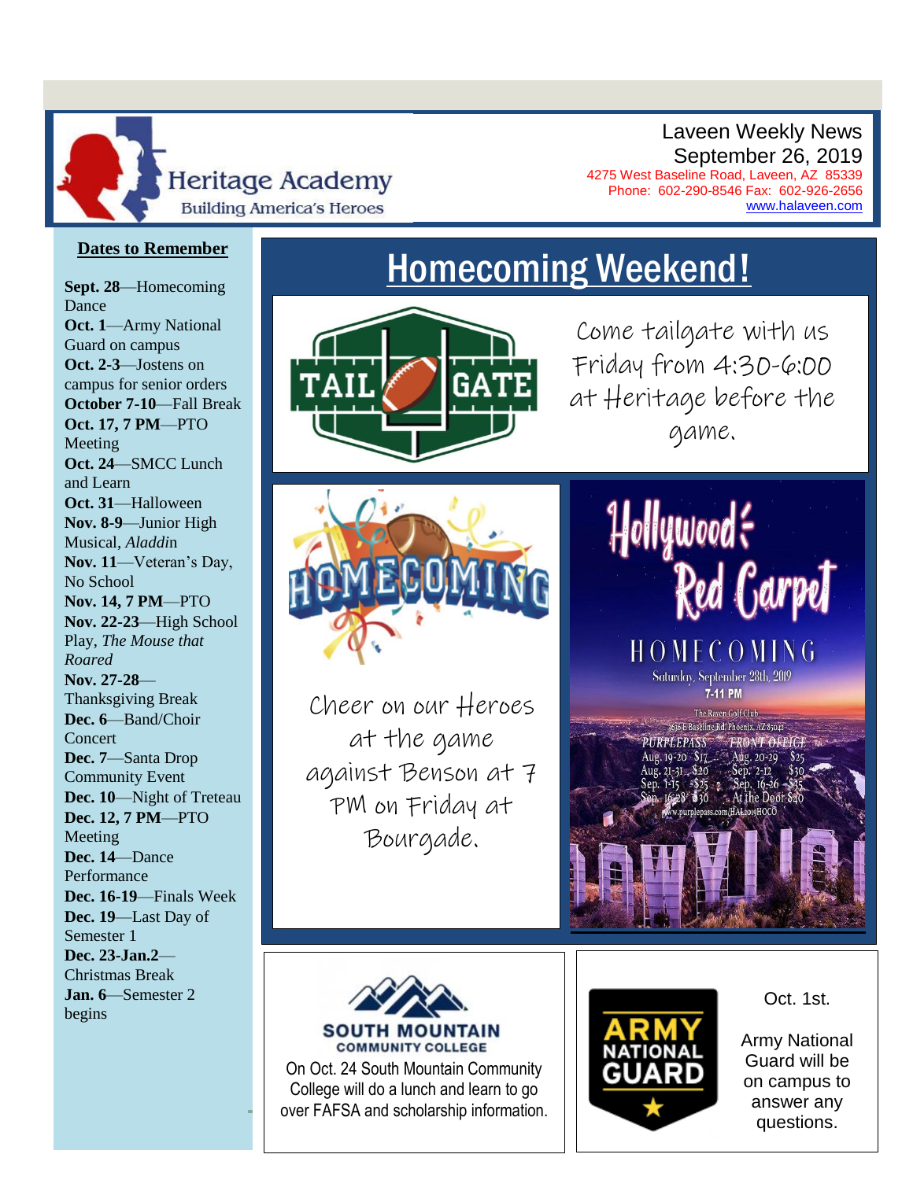Heritage Academy
Building America's Heroes

Laveen Weekly News
September 26, 2019
4275 West Baseline Road, Laveen, AZ 85339
Phone: 602-290-8546 Fax: 602-926-2656
www.halaveen.com

## Dates to Remember

**Sept. 28**—Homecoming Dance
**Oct. 1**—Army National Guard on campus
**Oct. 2-3**—Jostens on campus for senior orders
**October 7-10**—Fall Break
**Oct. 17, 7 PM**—PTO Meeting
**Oct. 24**—SMCC Lunch and Learn
**Oct. 31**—Halloween
**Nov. 8-9**—Junior High Musical, *Aladdin*
**Nov. 11**—Veteran's Day, No School
**Nov. 14, 7 PM**—PTO
**Nov. 22-23**—High School Play, *The Mouse that Roared*
**Nov. 27-28**—Thanksgiving Break
**Dec. 6**—Band/Choir Concert
**Dec. 7**—Santa Drop Community Event
**Dec. 10**—Night of Treteau
**Dec. 12, 7 PM**—PTO Meeting
**Dec. 14**—Dance Performance
**Dec. 16-19**—Finals Week
**Dec. 19**—Last Day of Semester 1
**Dec. 23-Jan.2**—Christmas Break
**Jan. 6**—Semester 2 begins

# Homecoming Weekend!

TAIL GATE

Come tailgate with us Friday from 4:30-6:00 at Heritage before the game.

HOMECOMING

Cheer on our Heroes at the game against Benson at 7 PM on Friday at Bourgade.

Hollywood Red Carpet
HOMECOMING
Saturday, September 28th, 2019
7-11 PM
The Raven Golf Club
3636 E Baseline Rd, Phoenix, AZ 85042

| PURPLEPASS | | FRONT OFFICE | |
|---|---|---|---|
| Aug. 19-20 | $17 | Aug. 20-29 | $25 |
| Aug. 21-31 | $20 | Sep. 2-12 | $30 |
| Sep. 1-15 | $25 | Sep. 16-26 | $35 |
| Sep. 16-28 | $30 | At the Door | $40 |

www.purplepass.com/HAL2019HOCO

SOUTH MOUNTAIN COMMUNITY COLLEGE

On Oct. 24 South Mountain Community College will do a lunch and learn to go over FAFSA and scholarship information.

ARMY NATIONAL GUARD

Oct. 1st.

Army National Guard will be on campus to answer any questions.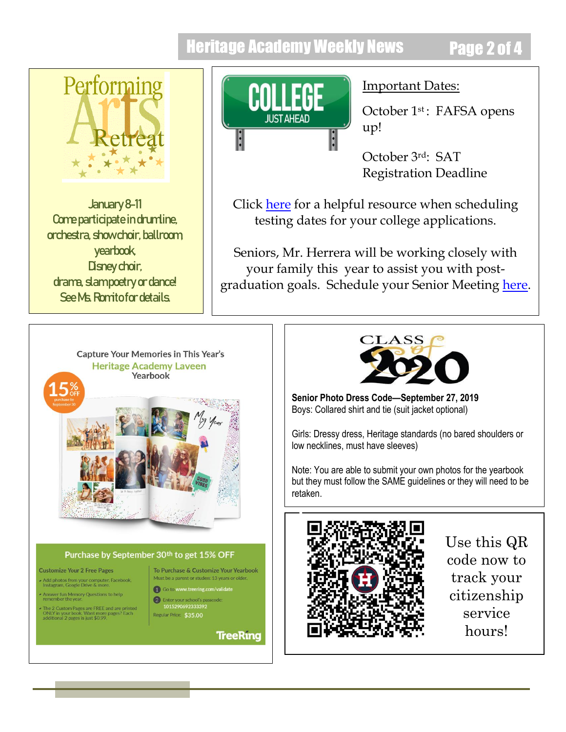## Performing Arts Retreat

January 8-11
Come participate in drumline, orchestra, show choir, ballroom, yearbook, Disney choir, drama, slam poetry or dance!
See Ms. Romito for details.

## COLLEGE JUST AHEAD

Important Dates:

October 1st: FAFSA opens up!

October 3rd: SAT Registration Deadline

Click here for a helpful resource when scheduling testing dates for your college applications.

Seniors, Mr. Herrera will be working closely with your family this year to assist you with post-graduation goals. Schedule your Senior Meeting here.

## Capture Your Memories in This Year's Heritage Academy Laveen Yearbook

15% OFF purchase by September 30

My Year

GOOD VIBES

**Purchase by September 30th to get 15% OFF**

**Customize Your 2 Free Pages**

- Add photos from your computer, Facebook, Instagram, Google Drive & more.
- Answer fun Memory Questions to help remember the year.
- The 2 Custom Pages are FREE and are printed ONLY in your book. Want more pages? Each additional 2 pages is just $0.99.

**To Purchase & Customize Your Yearbook**

Must be a parent or student 13 years or older.

1. Go to www.treering.com/validate
2. Enter your school's passcode: 1015290692333392

Regular Price: $35.00

TreeRing

## CLASS of 2020

**Senior Photo Dress Code—September 27, 2019**

Boys: Collared shirt and tie (suit jacket optional)

Girls: Dressy dress, Heritage standards (no bared shoulders or low necklines, must have sleeves)

Note: You are able to submit your own photos for the yearbook but they must follow the SAME guidelines or they will need to be retaken.

Use this QR code now to track your citizenship service hours!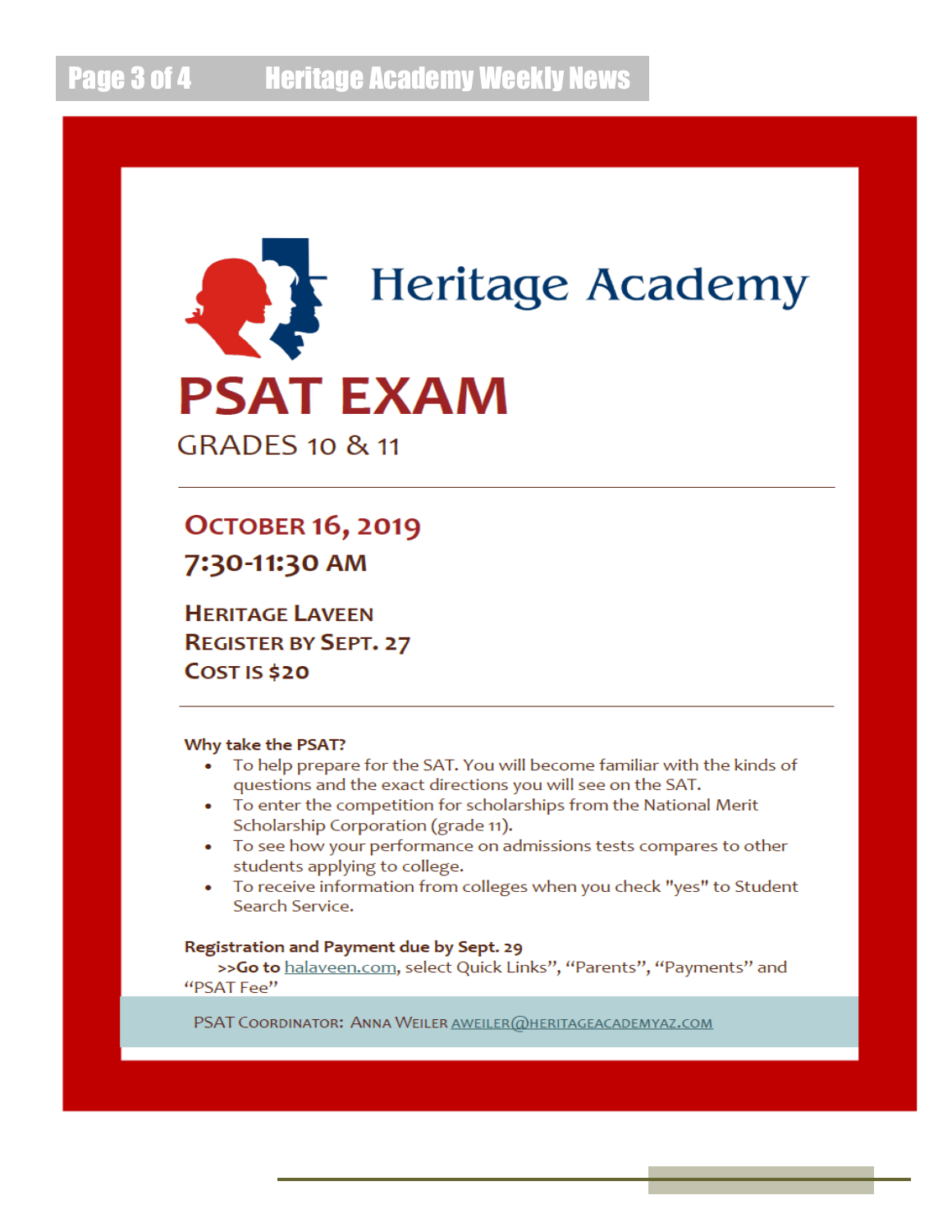# Heritage Academy

# PSAT EXAM

GRADES 10 & 11

---

## OCTOBER 16, 2019

## 7:30-11:30 AM

### HERITAGE LAVEEN
### REGISTER BY SEPT. 27
### COST IS $20

---

**Why take the PSAT?**

- To help prepare for the SAT. You will become familiar with the kinds of questions and the exact directions you will see on the SAT.
- To enter the competition for scholarships from the National Merit Scholarship Corporation (grade 11).
- To see how your performance on admissions tests compares to other students applying to college.
- To receive information from colleges when you check "yes" to Student Search Service.

**Registration and Payment due by Sept. 29**

**>>Go to** halaveen.com, select Quick Links", "Parents", "Payments" and "PSAT Fee"

PSAT COORDINATOR: ANNA WEILER AWEILER@HERITAGEACADEMYAZ.COM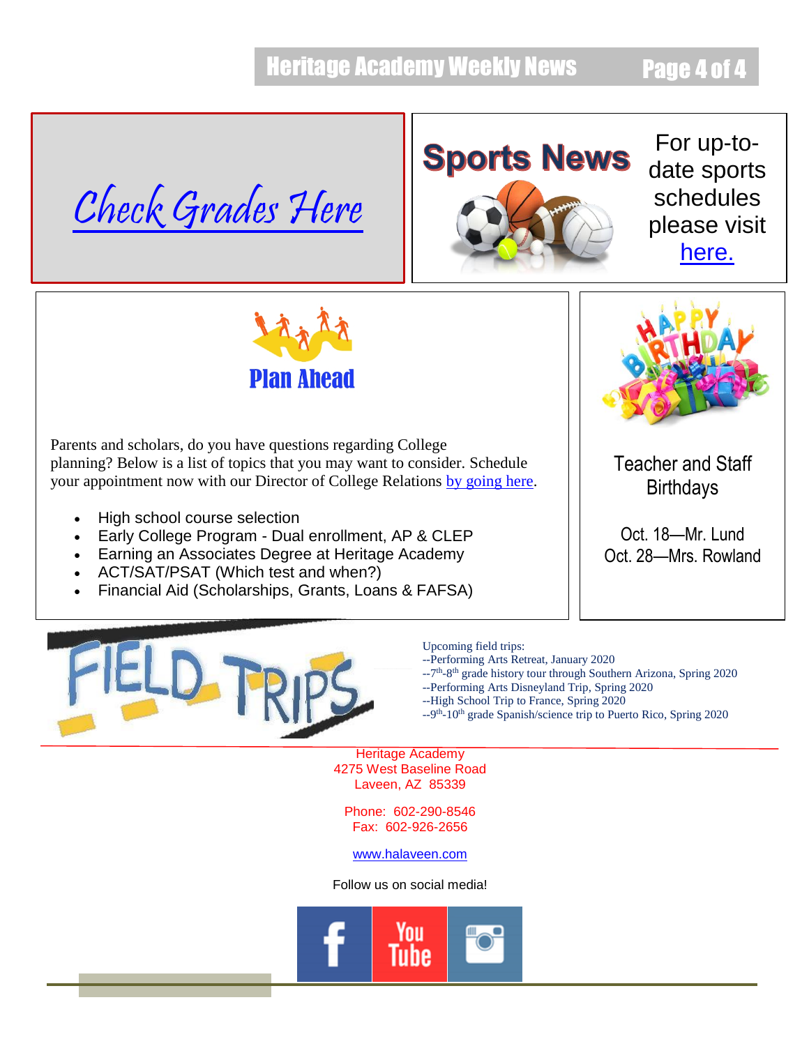Check Grades Here

## Sports News

For up-to-date sports schedules please visit here.

## Plan Ahead

Parents and scholars, do you have questions regarding College planning? Below is a list of topics that you may want to consider. Schedule your appointment now with our Director of College Relations by going here.

- High school course selection
- Early College Program - Dual enrollment, AP & CLEP
- Earning an Associates Degree at Heritage Academy
- ACT/SAT/PSAT (Which test and when?)
- Financial Aid (Scholarships, Grants, Loans & FAFSA)

## Teacher and Staff Birthdays

Oct. 18—Mr. Lund
Oct. 28—Mrs. Rowland

## Field Trips

Upcoming field trips:
--Performing Arts Retreat, January 2020
--7th-8th grade history tour through Southern Arizona, Spring 2020
--Performing Arts Disneyland Trip, Spring 2020
--High School Trip to France, Spring 2020
--9th-10th grade Spanish/science trip to Puerto Rico, Spring 2020

---

Heritage Academy
4275 West Baseline Road
Laveen, AZ 85339

Phone: 602-290-8546
Fax: 602-926-2656

www.halaveen.com

Follow us on social media!